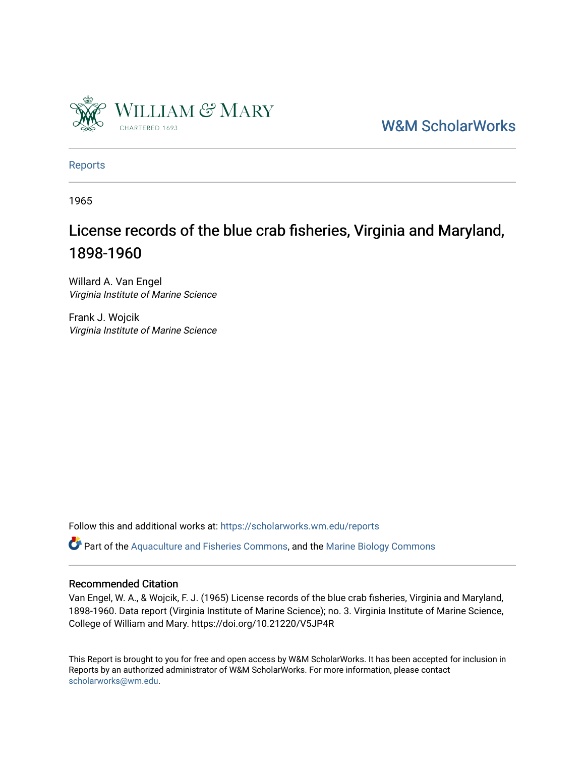William & Mary

CHARTERED 1693

W&M ScholarWorks

Reports

1965

# License records of the blue crab fisheries, Virginia and Maryland, 1898-1960

Willard A. Van Engel
*Virginia Institute of Marine Science*

Frank J. Wojcik
*Virginia Institute of Marine Science*

Follow this and additional works at: https://scholarworks.wm.edu/reports

Part of the Aquaculture and Fisheries Commons, and the Marine Biology Commons

## Recommended Citation

Van Engel, W. A., & Wojcik, F. J. (1965) License records of the blue crab fisheries, Virginia and Maryland, 1898-1960. Data report (Virginia Institute of Marine Science); no. 3. Virginia Institute of Marine Science, College of William and Mary. https://doi.org/10.21220/V5JP4R

This Report is brought to you for free and open access by W&M ScholarWorks. It has been accepted for inclusion in Reports by an authorized administrator of W&M ScholarWorks. For more information, please contact scholarworks@wm.edu.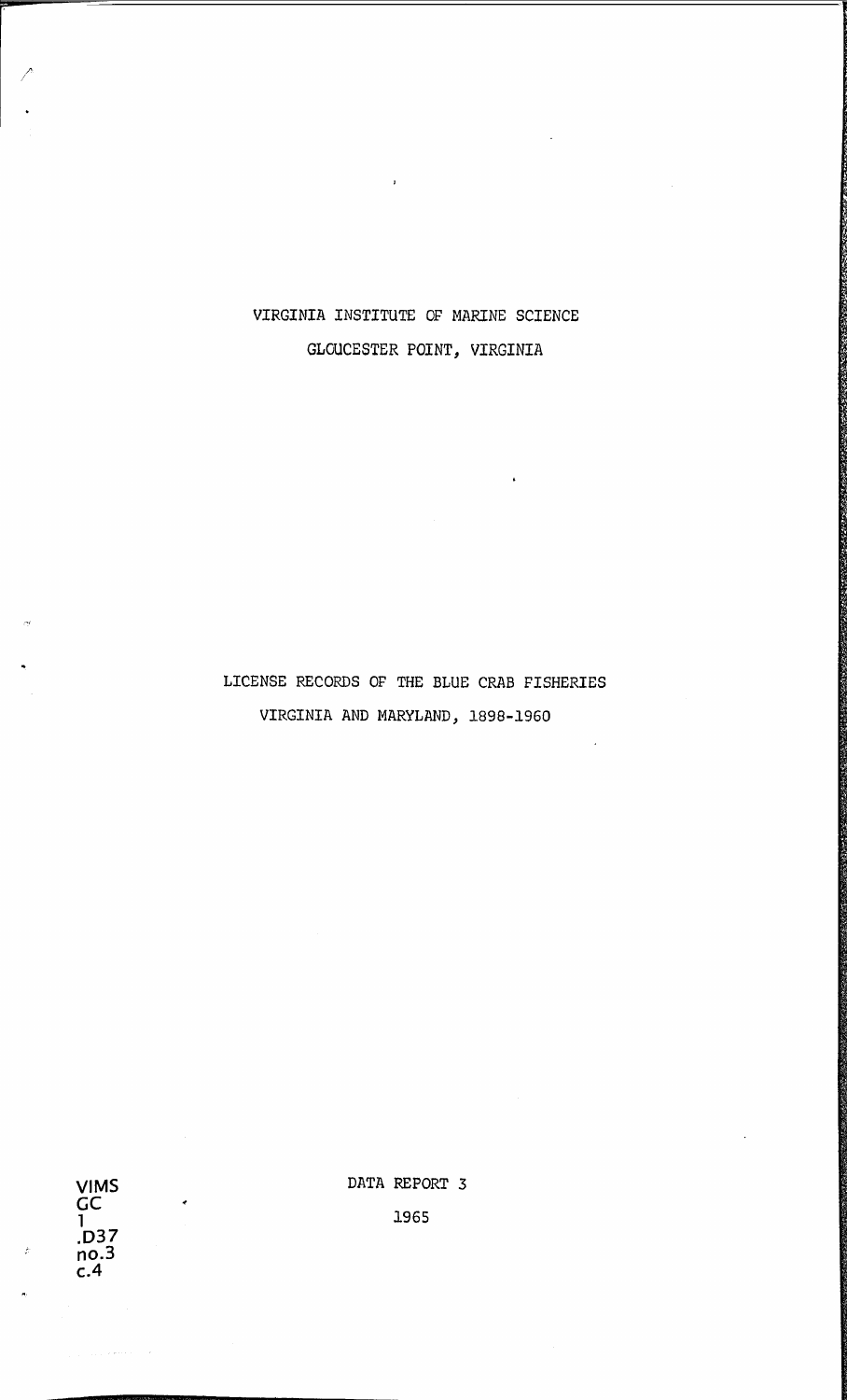VIRGINIA INSTITUTE OF MARINE SCIENCE

GLOUCESTER POINT, VIRGINIA

# LICENSE RECORDS OF THE BLUE CRAB FISHERIES

# VIRGINIA AND MARYLAND, 1898-1960

VIMS
GC
1
.D37
no.3
c.4

DATA REPORT 3

1965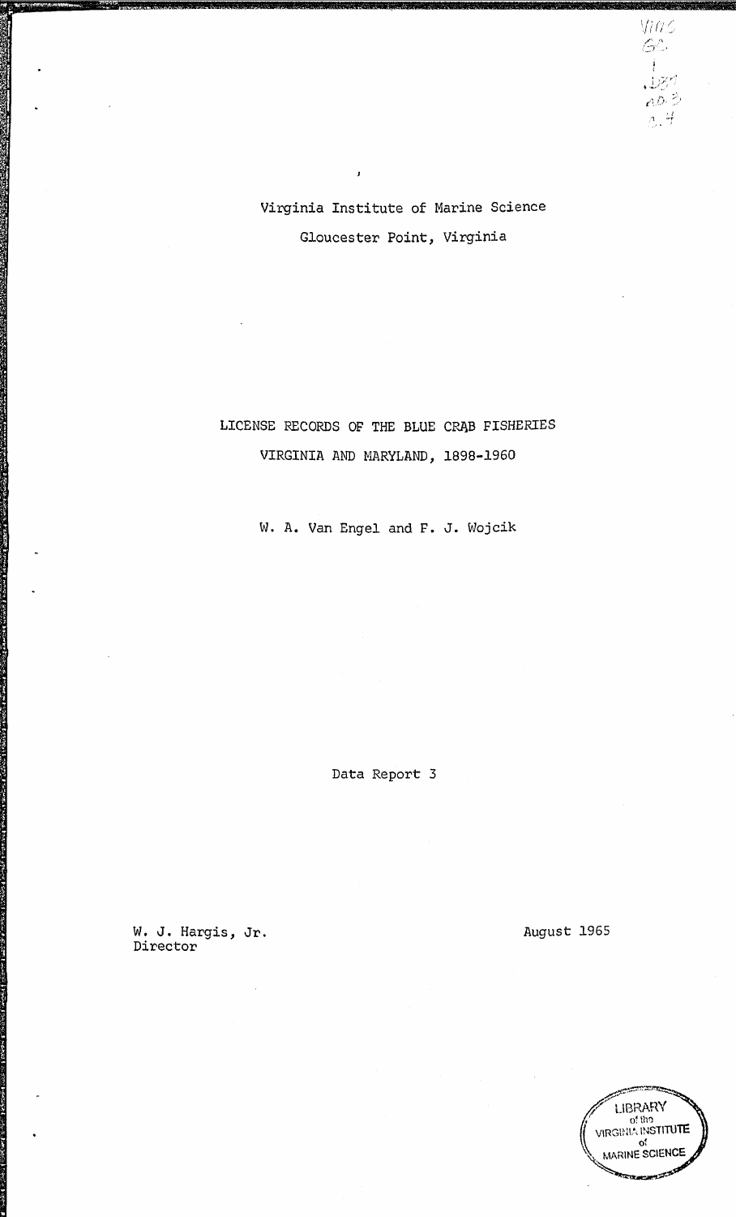Virginia Institute of Marine Science

Gloucester Point, Virginia

# LICENSE RECORDS OF THE BLUE CRAB FISHERIES VIRGINIA AND MARYLAND, 1898-1960

W. A. Van Engel and F. J. Wojcik

Data Report 3

W. J. Hargis, Jr.
Director

August 1965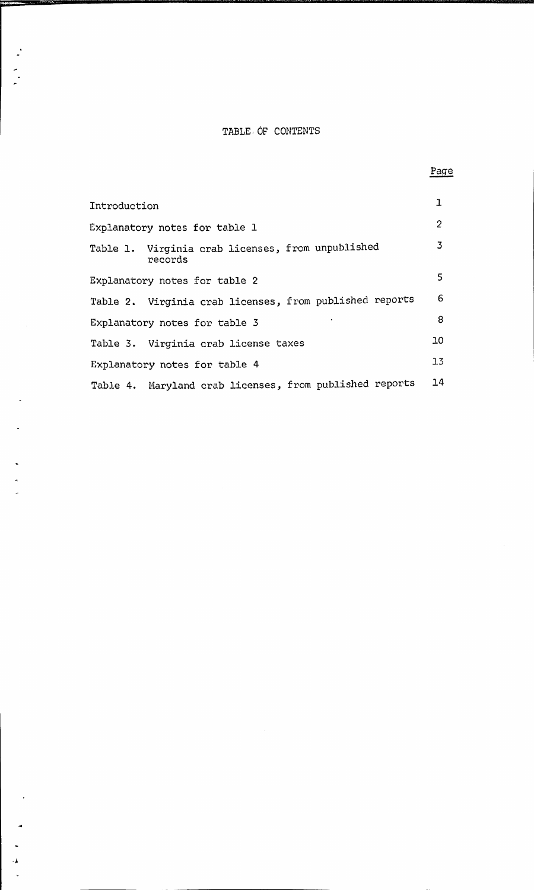# TABLE OF CONTENTS

| | Page |
|---|---|
| Introduction | 1 |
| Explanatory notes for table 1 | 2 |
| Table 1. Virginia crab licenses, from unpublished records | 3 |
| Explanatory notes for table 2 | 5 |
| Table 2. Virginia crab licenses, from published reports | 6 |
| Explanatory notes for table 3 | 8 |
| Table 3. Virginia crab license taxes | 10 |
| Explanatory notes for table 4 | 13 |
| Table 4. Maryland crab licenses, from published reports | 14 |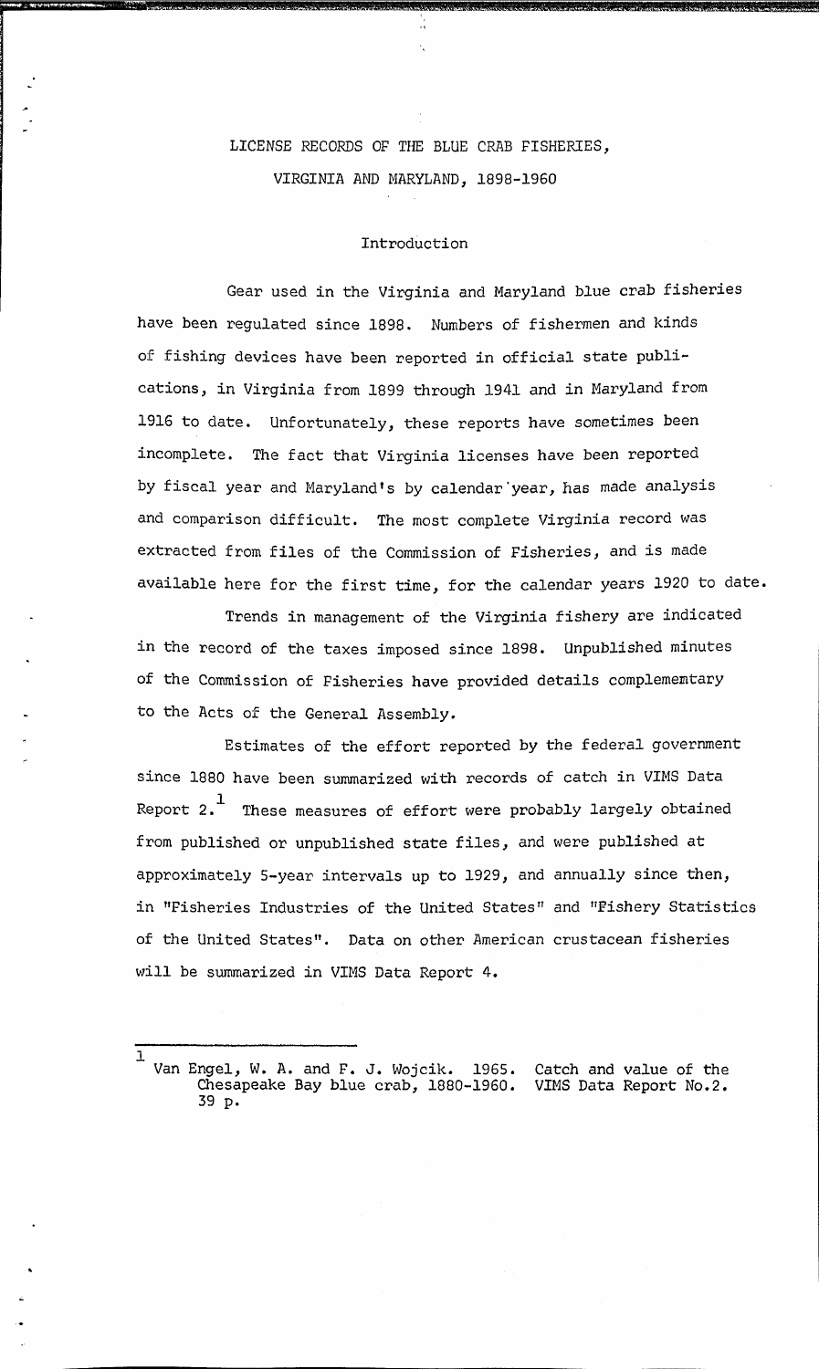# LICENSE RECORDS OF THE BLUE CRAB FISHERIES, VIRGINIA AND MARYLAND, 1898-1960

## Introduction

Gear used in the Virginia and Maryland blue crab fisheries have been regulated since 1898. Numbers of fishermen and kinds of fishing devices have been reported in official state publications, in Virginia from 1899 through 1941 and in Maryland from 1916 to date. Unfortunately, these reports have sometimes been incomplete. The fact that Virginia licenses have been reported by fiscal year and Maryland's by calendar year, has made analysis and comparison difficult. The most complete Virginia record was extracted from files of the Commission of Fisheries, and is made available here for the first time, for the calendar years 1920 to date.

Trends in management of the Virginia fishery are indicated in the record of the taxes imposed since 1898. Unpublished minutes of the Commission of Fisheries have provided details complementary to the Acts of the General Assembly.

Estimates of the effort reported by the federal government since 1880 have been summarized with records of catch in VIMS Data Report 2.[1] These measures of effort were probably largely obtained from published or unpublished state files, and were published at approximately 5-year intervals up to 1929, and annually since then, in "Fisheries Industries of the United States" and "Fishery Statistics of the United States". Data on other American crustacean fisheries will be summarized in VIMS Data Report 4.

---

[1] Van Engel, W. A. and F. J. Wojcik. 1965. Catch and value of the Chesapeake Bay blue crab, 1880-1960. VIMS Data Report No.2. 39 p.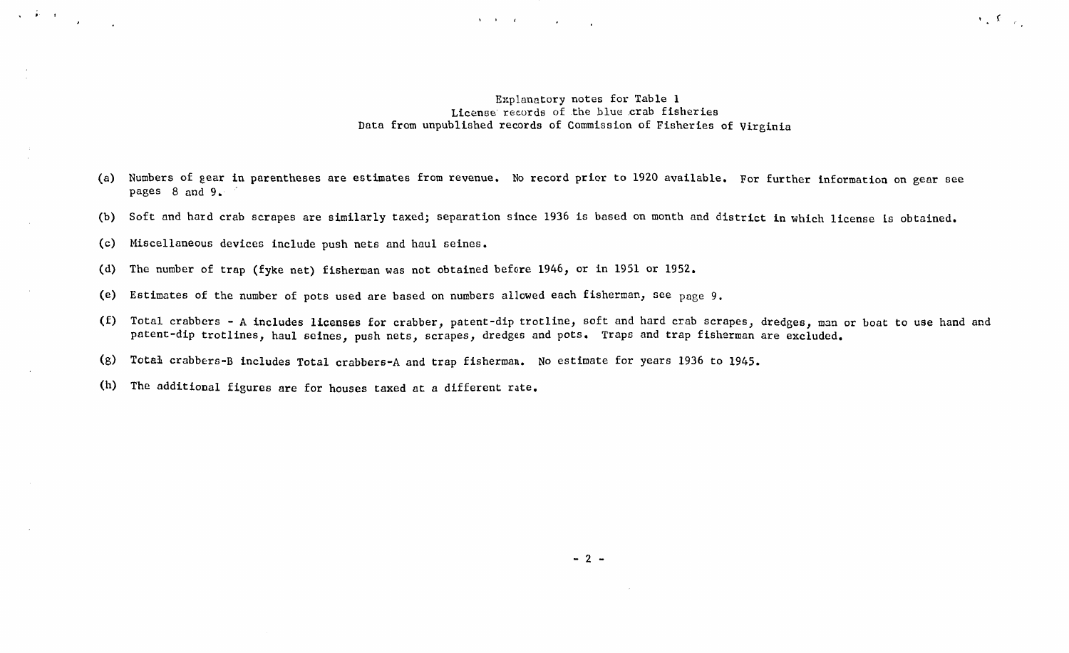## Explanatory notes for Table 1
### License records of the blue crab fisheries
### Data from unpublished records of Commission of Fisheries of Virginia

(a) Numbers of gear in parentheses are estimates from revenue. No record prior to 1920 available. For further information on gear see pages 8 and 9.

(b) Soft and hard crab scrapes are similarly taxed; separation since 1936 is based on month and district in which license is obtained.

(c) Miscellaneous devices include push nets and haul seines.

(d) The number of trap (fyke net) fisherman was not obtained before 1946, or in 1951 or 1952.

(e) Estimates of the number of pots used are based on numbers allowed each fisherman, see page 9.

(f) Total crabbers - A includes licenses for crabber, patent-dip trotline, soft and hard crab scrapes, dredges, man or boat to use hand and patent-dip trotlines, haul seines, push nets, scrapes, dredges and pots. Traps and trap fisherman are excluded.

(g) Total crabbers-B includes Total crabbers-A and trap fisherman. No estimate for years 1936 to 1945.

(h) The additional figures are for houses taxed at a different rate.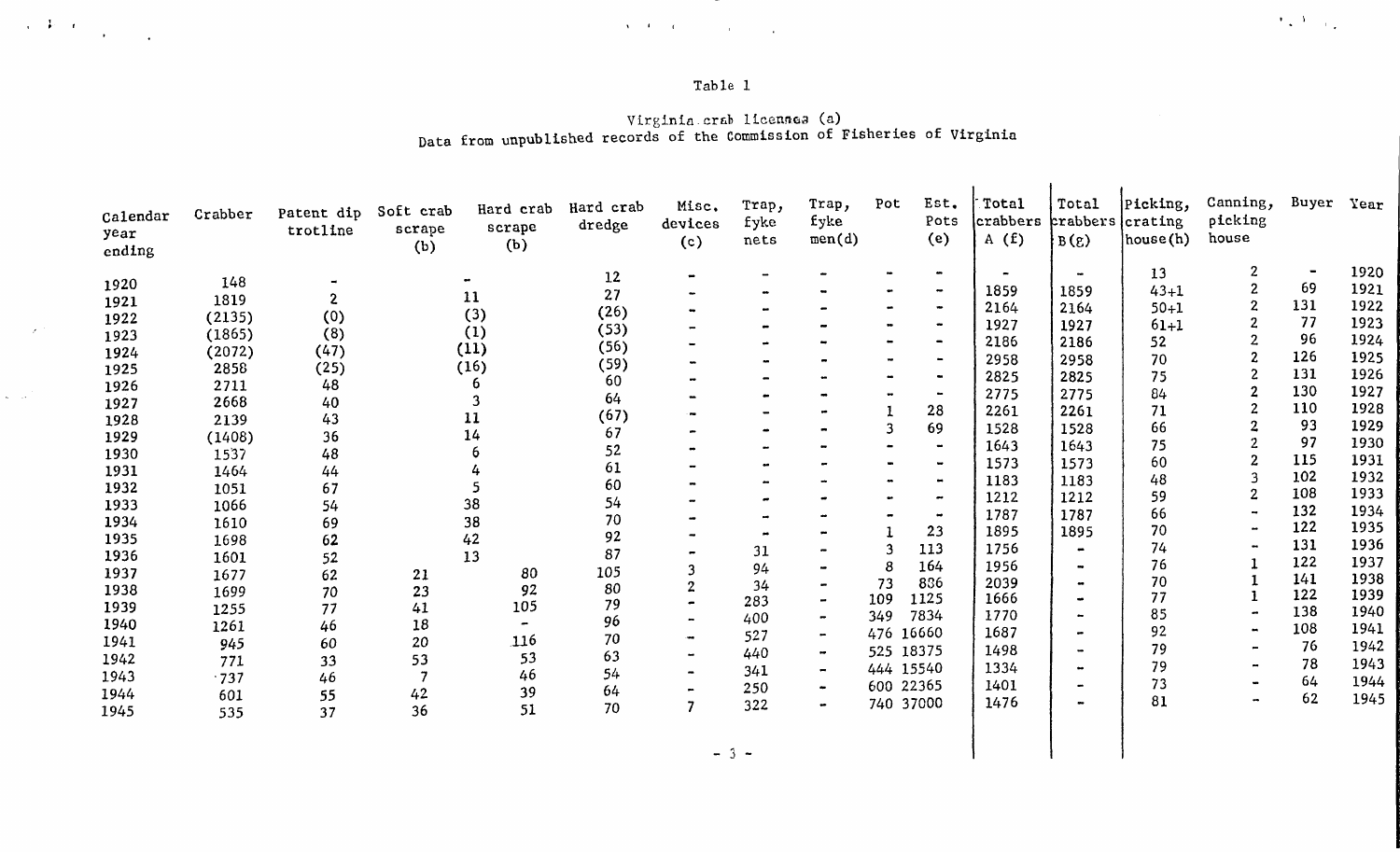Table 1

Virginia crab licenses (a)
Data from unpublished records of the Commission of Fisheries of Virginia

| Calendar year ending | Crabber | Patent dip trotline | Soft crab scrape (b) | Hard crab scrape (b) | Hard crab dredge | Misc. devices (c) | Trap, fyke nets | Trap, fyke men(d) | Pot | Est. Pots (e) | Total crabbers A (f) | Total crabbers B(g) | Picking, crating house(h) | Canning, picking house | Buyer | Year |
|---|---|---|---|---|---|---|---|---|---|---|---|---|---|---|---|---|
| 1920 | 148 | - | | - | 12 | - | - | - | - | - | - | - | 13 | 2 | - | 1920 |
| 1921 | 1819 | 2 | | 11 | 27 | - | - | - | - | - | 1859 | 1859 | 43+1 | 2 | 69 | 1921 |
| 1922 | (2135) | (0) | | (3) | (26) | - | - | - | - | - | 2164 | 2164 | 50+1 | 2 | 131 | 1922 |
| 1923 | (1865) | (8) | | (1) | (53) | - | - | - | - | - | 1927 | 1927 | 61+1 | 2 | 77 | 1923 |
| 1924 | (2072) | (47) | | (11) | (56) | - | - | - | - | - | 2186 | 2186 | 52 | 2 | 96 | 1924 |
| 1925 | 2858 | (25) | | (16) | (59) | - | - | - | - | - | 2958 | 2958 | 70 | 2 | 126 | 1925 |
| 1926 | 2711 | 48 | | 6 | 60 | - | - | - | - | - | 2825 | 2825 | 75 | 2 | 131 | 1926 |
| 1927 | 2668 | 40 | | 3 | 64 | - | - | - | - | - | 2775 | 2775 | 84 | 2 | 130 | 1927 |
| 1928 | 2139 | 43 | | 11 | (67) | - | - | - | 1 | 28 | 2261 | 2261 | 71 | 2 | 110 | 1928 |
| 1929 | (1408) | 36 | | 14 | 67 | - | - | - | 3 | 69 | 1528 | 1528 | 66 | 2 | 93 | 1929 |
| 1930 | 1537 | 48 | | 6 | 52 | - | - | - | - | - | 1643 | 1643 | 75 | 2 | 97 | 1930 |
| 1931 | 1464 | 44 | | 4 | 61 | - | - | - | - | - | 1573 | 1573 | 60 | 2 | 115 | 1931 |
| 1932 | 1051 | 67 | | 5 | 60 | - | - | - | - | - | 1183 | 1183 | 48 | 3 | 102 | 1932 |
| 1933 | 1066 | 54 | | 38 | 54 | - | - | - | - | - | 1212 | 1212 | 59 | 2 | 108 | 1933 |
| 1934 | 1610 | 69 | | 38 | 70 | - | - | - | - | - | 1787 | 1787 | 66 | - | 132 | 1934 |
| 1935 | 1698 | 62 | | 42 | 92 | - | - | - | 1 | 23 | 1895 | 1895 | 70 | - | 122 | 1935 |
| 1936 | 1601 | 52 | | 13 | 87 | - | 31 | - | 3 | 113 | 1756 | - | 74 | - | 131 | 1936 |
| 1937 | 1677 | 62 | 21 | 80 | 105 | 3 | 94 | - | 8 | 164 | 1956 | - | 76 | 1 | 122 | 1937 |
| 1938 | 1699 | 70 | 23 | 92 | 80 | 2 | 34 | - | 73 | 836 | 2039 | - | 70 | 1 | 141 | 1938 |
| 1939 | 1255 | 77 | 41 | 105 | 79 | - | 283 | - | 109 | 1125 | 1666 | - | 77 | 1 | 122 | 1939 |
| 1940 | 1261 | 46 | 18 | - | 96 | - | 400 | - | 349 | 7834 | 1770 | - | 85 | - | 138 | 1940 |
| 1941 | 945 | 60 | 20 | 116 | 70 | - | 527 | - | 476 | 16660 | 1687 | - | 92 | - | 108 | 1941 |
| 1942 | 771 | 33 | 53 | 53 | 63 | - | 440 | - | 525 | 18375 | 1498 | - | 79 | - | 76 | 1942 |
| 1943 | 737 | 46 | 7 | 46 | 54 | - | 341 | - | 444 | 15540 | 1334 | - | 79 | - | 78 | 1943 |
| 1944 | 601 | 55 | 42 | 39 | 64 | - | 250 | - | 600 | 22365 | 1401 | - | 73 | - | 64 | 1944 |
| 1945 | 535 | 37 | 36 | 51 | 70 | 7 | 322 | - | 740 | 37000 | 1476 | - | 81 | - | 62 | 1945 |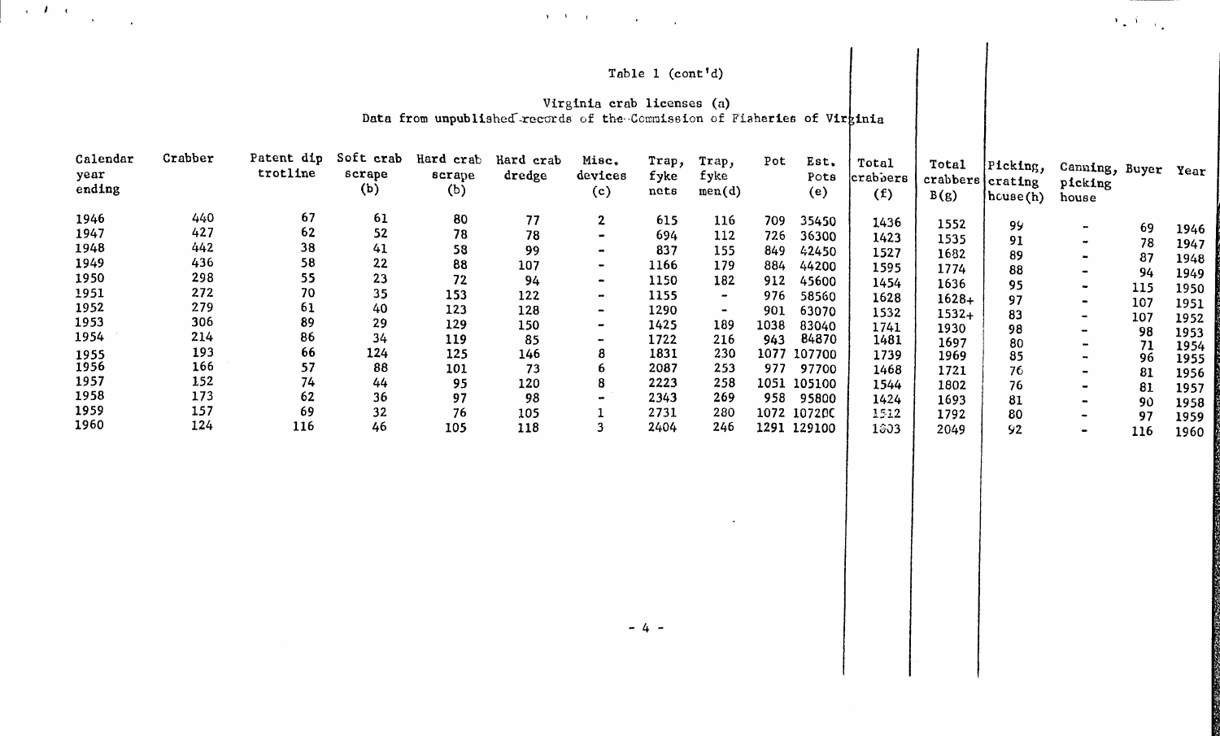Table 1 (cont'd)

Virginia crab licenses (a)
Data from unpublished records of the Commission of Fisheries of Virginia

| Calendar year ending | Crabber | Patent dip trotline | Soft crab scrape (b) | Hard crab scrape (b) | Hard crab dredge | Misc. devices (c) | Trap, fyke nets | Trap, fyke men(d) | Pot | Est. Pots (e) | Total crabbers (f) | Total crabbers B(g) | Picking, crating house(h) | Canning, picking house | Buyer | Year |
|---|---|---|---|---|---|---|---|---|---|---|---|---|---|---|---|---|
| 1946 | 440 | 67 | 61 | 80 | 77 | 2 | 615 | 116 | 709 | 35450 | 1436 | 1552 | 99 | - | 69 | 1946 |
| 1947 | 427 | 62 | 52 | 78 | 78 | - | 694 | 112 | 726 | 36300 | 1423 | 1535 | 91 | - | 78 | 1947 |
| 1948 | 442 | 38 | 41 | 58 | 99 | - | 837 | 155 | 849 | 42450 | 1527 | 1682 | 89 | - | 87 | 1948 |
| 1949 | 436 | 58 | 22 | 88 | 107 | - | 1166 | 179 | 884 | 44200 | 1595 | 1774 | 88 | - | 94 | 1949 |
| 1950 | 298 | 55 | 23 | 72 | 94 | - | 1150 | 182 | 912 | 45600 | 1454 | 1636 | 95 | - | 115 | 1950 |
| 1951 | 272 | 70 | 35 | 153 | 122 | - | 1155 | - | 976 | 58560 | 1628 | 1628+ | 97 | - | 107 | 1951 |
| 1952 | 279 | 61 | 40 | 123 | 128 | - | 1290 | - | 901 | 63070 | 1532 | 1532+ | 83 | - | 107 | 1952 |
| 1953 | 306 | 89 | 29 | 129 | 150 | - | 1425 | 189 | 1038 | 83040 | 1741 | 1930 | 98 | - | 98 | 1953 |
| 1954 | 214 | 86 | 34 | 119 | 85 | - | 1722 | 216 | 943 | 84870 | 1481 | 1697 | 80 | - | 71 | 1954 |
| 1955 | 193 | 66 | 124 | 125 | 146 | 8 | 1831 | 230 | 1077 | 107700 | 1739 | 1969 | 85 | - | 96 | 1955 |
| 1956 | 166 | 57 | 88 | 101 | 73 | 6 | 2087 | 253 | 977 | 97700 | 1468 | 1721 | 76 | - | 81 | 1956 |
| 1957 | 152 | 74 | 44 | 95 | 120 | 8 | 2223 | 258 | 1051 | 105100 | 1544 | 1802 | 76 | - | 81 | 1957 |
| 1958 | 173 | 62 | 36 | 97 | 98 | - | 2343 | 269 | 958 | 95800 | 1424 | 1693 | 81 | - | 90 | 1958 |
| 1959 | 157 | 69 | 32 | 76 | 105 | 1 | 2731 | 280 | 1072 | 107200 | 1512 | 1792 | 80 | - | 97 | 1959 |
| 1960 | 124 | 116 | 46 | 105 | 118 | 3 | 2404 | 246 | 1291 | 129100 | 1803 | 2049 | 92 | - | 116 | 1960 |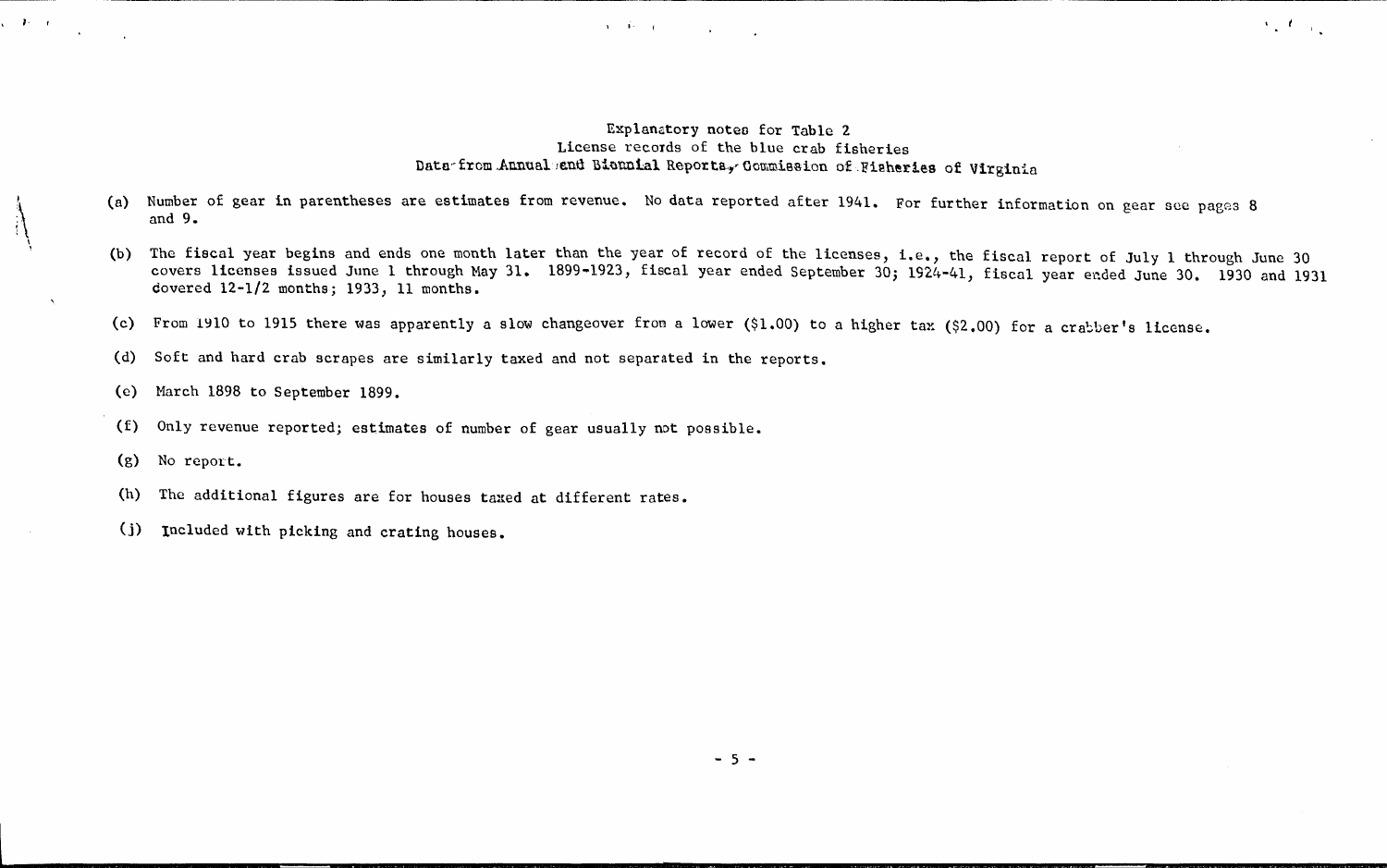## Explanatory notes for Table 2
### License records of the blue crab fisheries
### Data from Annual and Biennial Reports, Commission of Fisheries of Virginia

(a) Number of gear in parentheses are estimates from revenue. No data reported after 1941. For further information on gear see pages 8 and 9.

(b) The fiscal year begins and ends one month later than the year of record of the licenses, i.e., the fiscal report of July 1 through June 30 covers licenses issued June 1 through May 31. 1899-1923, fiscal year ended September 30; 1924-41, fiscal year ended June 30. 1930 and 1931 covered 12-1/2 months; 1933, 11 months.

(c) From 1910 to 1915 there was apparently a slow changeover from a lower ($1.00) to a higher tax ($2.00) for a crabber's license.

(d) Soft and hard crab scrapes are similarly taxed and not separated in the reports.

(e) March 1898 to September 1899.

(f) Only revenue reported; estimates of number of gear usually not possible.

(g) No report.

(h) The additional figures are for houses taxed at different rates.

(j) Included with picking and crating houses.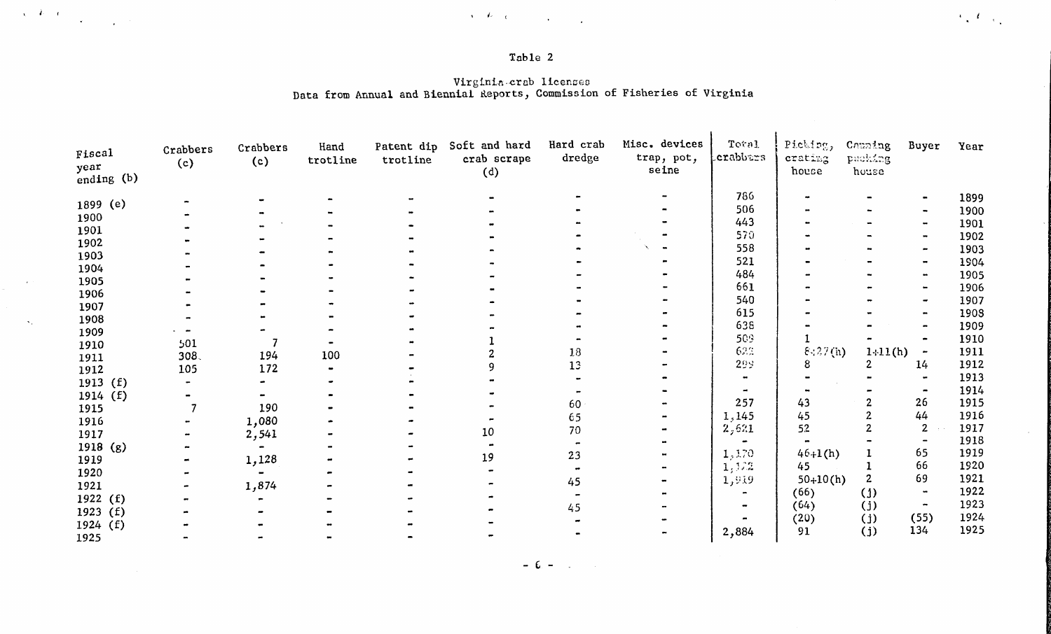Table 2

Virginia crab licenses
Data from Annual and Biennial Reports, Commission of Fisheries of Virginia

| Fiscal year ending (b) | Crabbers (c) | Crabbers (c) | Hand trotline | Patent dip trotline | Soft and hard crab scrape (d) | Hard crab dredge | Misc. devices trap, pot, seine | Total crabbers | Picking, crating house | Canning packing house | Buyer | Year |
|---|---|---|---|---|---|---|---|---|---|---|---|---|
| 1899 (e) | - | - | - | - | - | - | - | 786 | - | - | - | 1899 |
| 1900 | - | - | - | - | - | - | - | 506 | - | - | - | 1900 |
| 1901 | - | - | - | - | - | - | - | 443 | - | - | - | 1901 |
| 1902 | - | - | - | - | - | - | - | 570 | - | - | - | 1902 |
| 1903 | - | - | - | - | - | - | - | 558 | - | - | - | 1903 |
| 1904 | - | - | - | - | - | - | - | 521 | - | - | - | 1904 |
| 1905 | - | - | - | - | - | - | - | 484 | - | - | - | 1905 |
| 1906 | - | - | - | - | - | - | - | 661 | - | - | - | 1906 |
| 1907 | - | - | - | - | - | - | - | 540 | - | - | - | 1907 |
| 1908 | - | - | - | - | - | - | - | 615 | - | - | - | 1908 |
| 1909 | - | - | - | - | - | - | - | 638 | - | - | - | 1909 |
| 1910 | 501 | 7 | - | - | 1 | - | - | 509 | 1 | - | - | 1910 |
| 1911 | 308 | 194 | 100 | - | 2 | 18 | - | 622 | 8+27(h) | 1+11(h) | - | 1911 |
| 1912 | 105 | 172 | - | - | 9 | 13 | - | 299 | 8 | 2 | 14 | 1912 |
| 1913 (f) | - | - | - | - | - | - | - | - | - | - | - | 1913 |
| 1914 (f) | - | - | - | - | - | - | - | - | - | - | - | 1914 |
| 1915 | 7 | 190 | - | - | - | 60 | - | 257 | 43 | 2 | 26 | 1915 |
| 1916 | - | 1,080 | - | - | - | 65 | - | 1,145 | 45 | 2 | 44 | 1916 |
| 1917 | - | 2,541 | - | - | 10 | 70 | - | 2,621 | 52 | 2 | 2 | 1917 |
| 1918 (g) | - | - | - | - | - | - | - | - | - | - | - | 1918 |
| 1919 | - | 1,128 | - | - | 19 | 23 | - | 1,170 | 46+1(h) | 1 | 65 | 1919 |
| 1920 | - | - | - | - | - | - | - | 1,172 | 45 | 1 | 66 | 1920 |
| 1921 | - | 1,874 | - | - | - | 45 | - | 1,919 | 50+10(h) | 2 | 69 | 1921 |
| 1922 (f) | - | - | - | - | - | - | - | - | (66) | (j) | - | 1922 |
| 1923 (f) | - | - | - | - | - | 45 | - | - | (64) | (j) | - | 1923 |
| 1924 (f) | - | - | - | - | - | - | - | - | (20) | (j) | (55) | 1924 |
| 1925 | - | - | - | - | - | - | - | 2,884 | 91 | (j) | 134 | 1925 |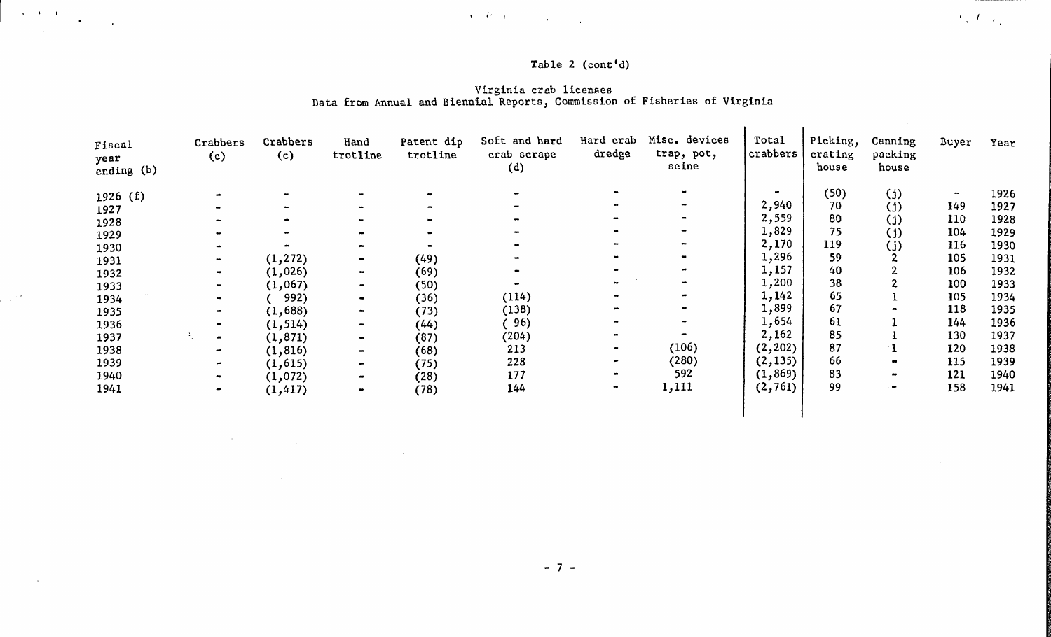Table 2 (cont'd)

Virginia crab licenses
Data from Annual and Biennial Reports, Commission of Fisheries of Virginia

| Fiscal year ending (b) | Crabbers (c) | Crabbers (c) | Hand trotline | Patent dip trotline | Soft and hard crab scrape (d) | Hard crab dredge | Misc. devices trap, pot, seine | Total crabbers | Picking, crating house | Canning packing house | Buyer | Year |
|---|---|---|---|---|---|---|---|---|---|---|---|---|
| 1926 (f) | - | - | - | - | - | - | - | - | (50) | (j) | - | 1926 |
| 1927 | - | - | - | - | - | - | - | 2,940 | 70 | (j) | 149 | 1927 |
| 1928 | - | - | - | - | - | - | - | 2,559 | 80 | (j) | 110 | 1928 |
| 1929 | - | - | - | - | - | - | - | 1,829 | 75 | (j) | 104 | 1929 |
| 1930 | - | - | - | - | - | - | - | 2,170 | 119 | (j) | 116 | 1930 |
| 1931 | - | (1,272) | - | (49) | - | - | - | 1,296 | 59 | 2 | 105 | 1931 |
| 1932 | - | (1,026) | - | (69) | - | - | - | 1,157 | 40 | 2 | 106 | 1932 |
| 1933 | - | (1,067) | - | (50) | - | - | - | 1,200 | 38 | 2 | 100 | 1933 |
| 1934 | - | ( 992) | - | (36) | (114) | - | - | 1,142 | 65 | 1 | 105 | 1934 |
| 1935 | - | (1,688) | - | (73) | (138) | - | - | 1,899 | 67 | - | 118 | 1935 |
| 1936 | - | (1,514) | - | (44) | ( 96) | - | - | 1,654 | 61 | 1 | 144 | 1936 |
| 1937 | - | (1,871) | - | (87) | (204) | - | - | 2,162 | 85 | 1 | 130 | 1937 |
| 1938 | - | (1,816) | - | (68) | 213 | - | (106) | (2,202) | 87 | 1 | 120 | 1938 |
| 1939 | - | (1,615) | - | (75) | 228 | - | (280) | (2,135) | 66 | - | 115 | 1939 |
| 1940 | - | (1,072) | - | (28) | 177 | - | 592 | (1,869) | 83 | - | 121 | 1940 |
| 1941 | - | (1,417) | - | (78) | 144 | - | 1,111 | (2,761) | 99 | - | 158 | 1941 |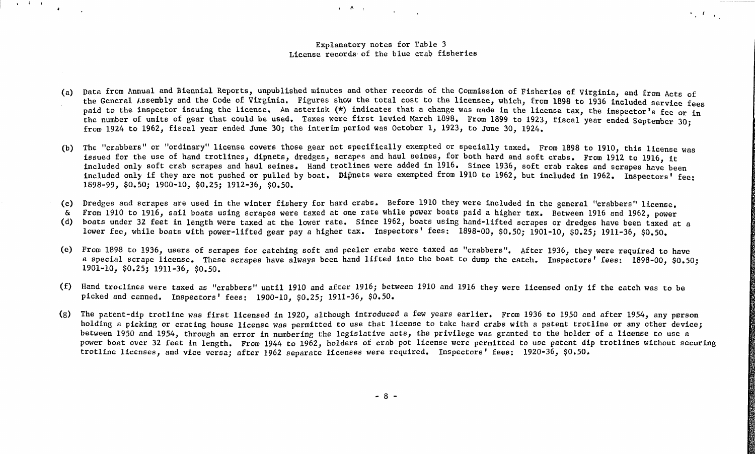Explanatory notes for Table 3
License records of the blue crab fisheries

(a) Data from Annual and Biennial Reports, unpublished minutes and other records of the Commission of Fisheries of Virginia, and from Acts of the General Assembly and the Code of Virginia. Figures show the total cost to the licensee, which, from 1898 to 1936 included service fees paid to the inspector issuing the license. An asterisk (*) indicates that a change was made in the license tax, the inspector's fee or in the number of units of gear that could be used. Taxes were first levied March 1898. From 1899 to 1923, fiscal year ended September 30; from 1924 to 1962, fiscal year ended June 30; the interim period was October 1, 1923, to June 30, 1924.

(b) The "crabbers" or "ordinary" license covers those gear not specifically exempted or specially taxed. From 1898 to 1910, this license was issued for the use of hand trotlines, dipnets, dredges, scrapes and haul seines, for both hard and soft crabs. From 1912 to 1916, it included only soft crab scrapes and haul seines. Hand trotlines were added in 1916. Since 1936, soft crab rakes and scrapes have been included only if they are not pushed or pulled by boat. Dipnets were exempted from 1910 to 1962, but included in 1962. Inspectors' fee: 1898-99, $0.50; 1900-10, $0.25; 1912-36, $0.50.

(c) & (d) Dredges and scrapes are used in the winter fishery for hard crabs. Before 1910 they were included in the general "crabbers" license. From 1910 to 1916, sail boats using scrapes were taxed at one rate while power boats paid a higher tax. Between 1916 and 1962, power boats under 32 feet in length were taxed at the lower rate. Since 1962, boats using hand-lifted scrapes or dredges have been taxed at a lower fee, while boats with power-lifted gear pay a higher tax. Inspectors' fees: 1898-00, $0.50; 1901-10, $0.25; 1911-36, $0.50.

(e) From 1898 to 1936, users of scrapes for catching soft and peeler crabs were taxed as "crabbers". After 1936, they were required to have a special scrape license. These scrapes have always been hand lifted into the boat to dump the catch. Inspectors' fees: 1898-00, $0.50; 1901-10, $0.25; 1911-36, $0.50.

(f) Hand trotlines were taxed as "crabbers" until 1910 and after 1916; between 1910 and 1916 they were licensed only if the catch was to be picked and canned. Inspectors' fees: 1900-10, $0.25; 1911-36, $0.50.

(g) The patent-dip trotline was first licensed in 1920, although introduced a few years earlier. From 1936 to 1950 and after 1954, any person holding a picking or crating house license was permitted to use that license to take hard crabs with a patent trotline or any other device; between 1950 and 1954, through an error in numbering the legislative acts, the privilege was granted to the holder of a license to use a power boat over 32 feet in length. From 1944 to 1962, holders of crab pot license were permitted to use patent dip trotlines without securing trotline licenses, and vice versa; after 1962 separate licenses were required. Inspectors' fees: 1920-36, $0.50.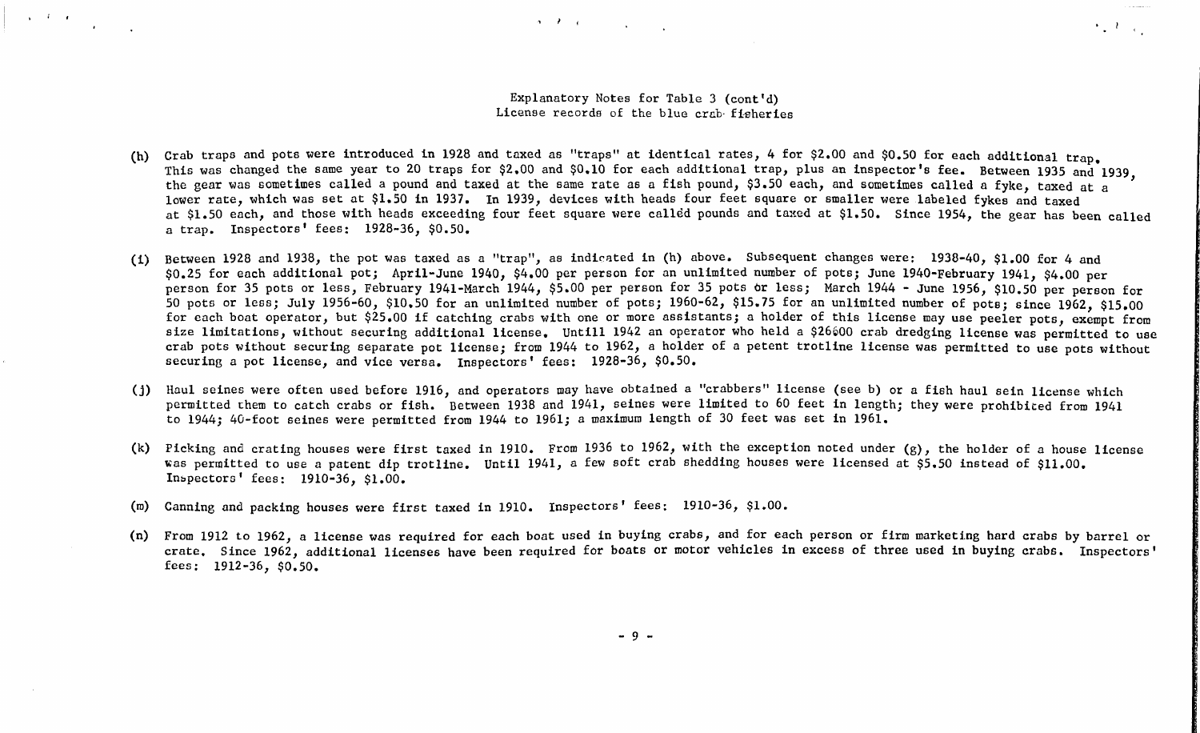Explanatory Notes for Table 3 (cont'd)
License records of the blue crab fisheries

(h) Crab traps and pots were introduced in 1928 and taxed as "traps" at identical rates, 4 for $2.00 and $0.50 for each additional trap. This was changed the same year to 20 traps for $2.00 and $0.10 for each additional trap, plus an inspector's fee. Between 1935 and 1939, the gear was sometimes called a pound and taxed at the same rate as a fish pound, $3.50 each, and sometimes called a fyke, taxed at a lower rate, which was set at $1.50 in 1937. In 1939, devices with heads four feet square or smaller were labeled fykes and taxed at $1.50 each, and those with heads exceeding four feet square were called pounds and taxed at $1.50. Since 1954, the gear has been called a trap. Inspectors' fees: 1928-36, $0.50.

(i) Between 1928 and 1938, the pot was taxed as a "trap", as indicated in (h) above. Subsequent changes were: 1938-40, $1.00 for 4 and $0.25 for each additional pot; April-June 1940, $4.00 per person for an unlimited number of pots; June 1940-February 1941, $4.00 per person for 35 pots or less, February 1941-March 1944, $5.00 per person for 35 pots or less; March 1944 - June 1956, $10.50 per person for 50 pots or less; July 1956-60, $10.50 for an unlimited number of pots; 1960-62, $15.75 for an unlimited number of pots; since 1962, $15.00 for each boat operator, but $25.00 if catching crabs with one or more assistants; a holder of this license may use peeler pots, exempt from size limitations, without securing additional license. Untill 1942 an operator who held a $26.00 crab dredging license was permitted to use crab pots without securing separate pot license; from 1944 to 1962, a holder of a petent trotline license was permitted to use pots without securing a pot license, and vice versa. Inspectors' fees: 1928-36, $0.50.

(j) Haul seines were often used before 1916, and operators may have obtained a "crabbers" license (see b) or a fish haul sein license which permitted them to catch crabs or fish. Between 1938 and 1941, seines were limited to 60 feet in length; they were prohibited from 1941 to 1944; 40-foot seines were permitted from 1944 to 1961; a maximum length of 30 feet was set in 1961.

(k) Picking and crating houses were first taxed in 1910. From 1936 to 1962, with the exception noted under (g), the holder of a house license was permitted to use a patent dip trotline. Until 1941, a few soft crab shedding houses were licensed at $5.50 instead of $11.00. Inspectors' fees: 1910-36, $1.00.

(m) Canning and packing houses were first taxed in 1910. Inspectors' fees: 1910-36, $1.00.

(n) From 1912 to 1962, a license was required for each boat used in buying crabs, and for each person or firm marketing hard crabs by barrel or crate. Since 1962, additional licenses have been required for boats or motor vehicles in excess of three used in buying crabs. Inspectors' fees: 1912-36, $0.50.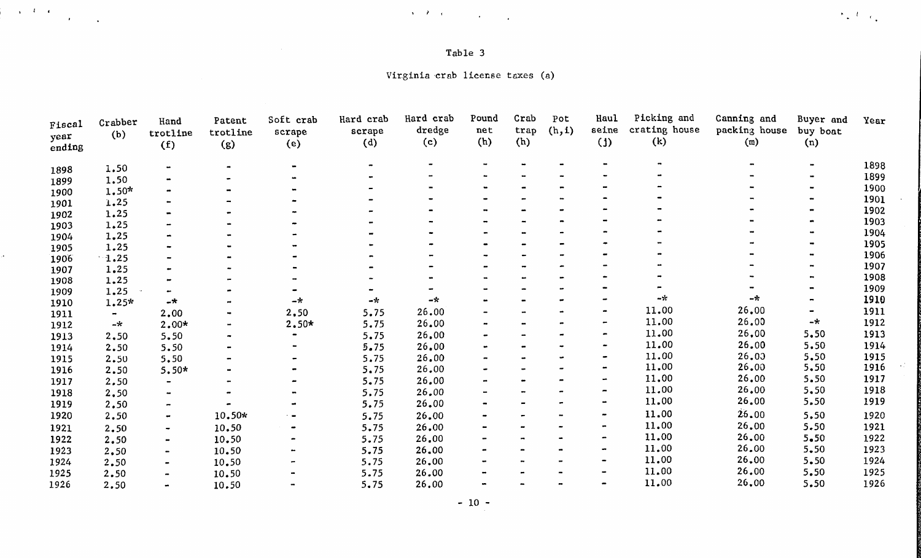Table 3

Virginia crab license taxes (a)

| Fiscal year ending | Crabber (b) | Hand trotline (f) | Patent trotline (g) | Soft crab scrape (e) | Hard crab scrape (d) | Hard crab dredge (c) | Pound net (h) | Crab trap (h) | Pot (h,i) | Haul seine (j) | Picking and crating house (k) | Canning and packing house (m) | Buyer and buy boat (n) | Year |
|---|---|---|---|---|---|---|---|---|---|---|---|---|---|---|
| 1898 | 1.50 | - | - | - | - | - | - | - | - | - | - | - | - | 1898 |
| 1899 | 1.50 | - | - | - | - | - | - | - | - | - | - | - | - | 1899 |
| 1900 | 1.50* | - | - | - | - | - | - | - | - | - | - | - | - | 1900 |
| 1901 | 1.25 | - | - | - | - | - | - | - | - | - | - | - | - | 1901 |
| 1902 | 1.25 | - | - | - | - | - | - | - | - | - | - | - | - | 1902 |
| 1903 | 1.25 | - | - | - | - | - | - | - | - | - | - | - | - | 1903 |
| 1904 | 1.25 | - | - | - | - | - | - | - | - | - | - | - | - | 1904 |
| 1905 | 1.25 | - | - | - | - | - | - | - | - | - | - | - | - | 1905 |
| 1906 | 1.25 | - | - | - | - | - | - | - | - | - | - | - | - | 1906 |
| 1907 | 1.25 | - | - | - | - | - | - | - | - | - | - | - | - | 1907 |
| 1908 | 1.25 | - | - | - | - | - | - | - | - | - | - | - | - | 1908 |
| 1909 | 1.25 | - | - | - | - | - | - | - | - | - | - | - | - | 1909 |
| 1910 | 1.25* | -* | - | -* | -* | -* | - | - | - | - | -* | -* | - | 1910 |
| 1911 | - | 2.00 | - | 2.50 | 5.75 | 26.00 | - | - | - | - | 11.00 | 26.00 | - | 1911 |
| 1912 | -* | 2.00* | - | 2.50* | 5.75 | 26.00 | - | - | - | - | 11.00 | 26.00 | -* | 1912 |
| 1913 | 2.50 | 5.50 | - | - | 5.75 | 26.00 | - | - | - | - | 11.00 | 26.00 | 5.50 | 1913 |
| 1914 | 2.50 | 5.50 | - | - | 5.75 | 26.00 | - | - | - | - | 11.00 | 26.00 | 5.50 | 1914 |
| 1915 | 2.50 | 5.50 | - | - | 5.75 | 26.00 | - | - | - | - | 11.00 | 26.00 | 5.50 | 1915 |
| 1916 | 2.50 | 5.50* | - | - | 5.75 | 26.00 | - | - | - | - | 11.00 | 26.00 | 5.50 | 1916 |
| 1917 | 2.50 | - | - | - | 5.75 | 26.00 | - | - | - | - | 11.00 | 26.00 | 5.50 | 1917 |
| 1918 | 2.50 | - | - | - | 5.75 | 26.00 | - | - | - | - | 11.00 | 26.00 | 5.50 | 1918 |
| 1919 | 2.50 | - | - | - | 5.75 | 26.00 | - | - | - | - | 11.00 | 26.00 | 5.50 | 1919 |
| 1920 | 2.50 | - | 10.50* | - | 5.75 | 26.00 | - | - | - | - | 11.00 | 26.00 | 5.50 | 1920 |
| 1921 | 2.50 | - | 10.50 | - | 5.75 | 26.00 | - | - | - | - | 11.00 | 26.00 | 5.50 | 1921 |
| 1922 | 2.50 | - | 10.50 | - | 5.75 | 26.00 | - | - | - | - | 11.00 | 26.00 | 5.50 | 1922 |
| 1923 | 2.50 | - | 10.50 | - | 5.75 | 26.00 | - | - | - | - | 11.00 | 26.00 | 5.50 | 1923 |
| 1924 | 2.50 | - | 10.50 | - | 5.75 | 26.00 | - | - | - | - | 11.00 | 26.00 | 5.50 | 1924 |
| 1925 | 2.50 | - | 10.50 | - | 5.75 | 26.00 | - | - | - | - | 11.00 | 26.00 | 5.50 | 1925 |
| 1926 | 2.50 | - | 10.50 | - | 5.75 | 26.00 | - | - | - | - | 11.00 | 26.00 | 5.50 | 1926 |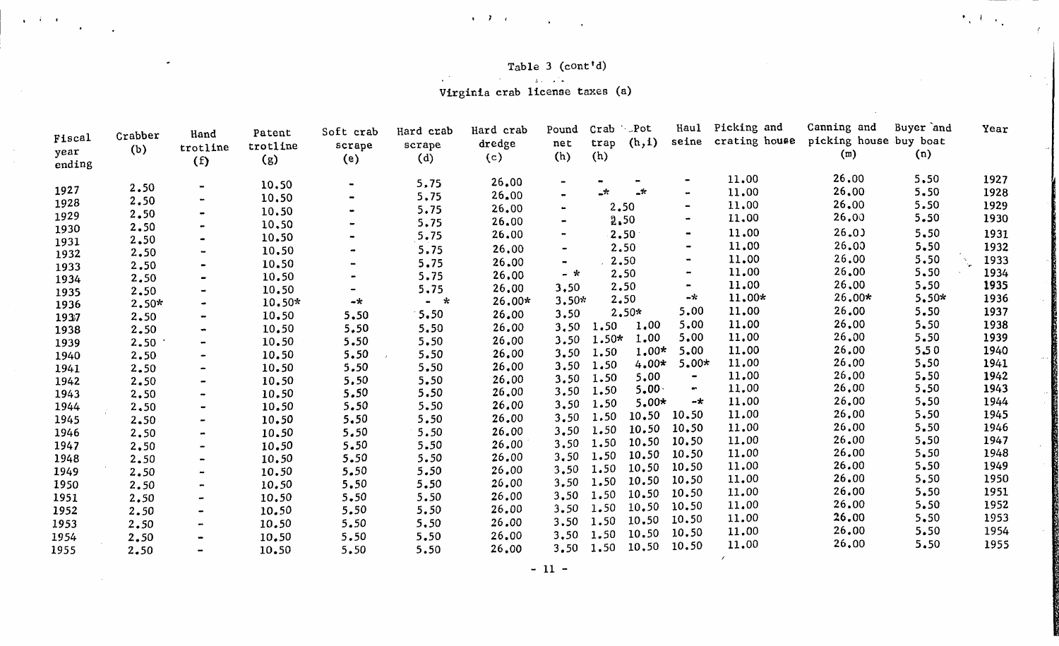Table 3 (cont'd)

Virginia crab license taxes (a)

| Fiscal year ending | Crabber (b) | Hand trotline (f) | Patent trotline (g) | Soft crab scrape (e) | Hard crab scrape (d) | Hard crab dredge (c) | Pound net (h) | Crab trap (h) | Pot (h,i) | Haul seine | Picking and crating house | Canning and picking house (m) | Buyer and buy boat (n) | Year |
|---|---|---|---|---|---|---|---|---|---|---|---|---|---|---|
| 1927 | 2.50 | - | 10.50 | - | 5.75 | 26.00 | - | - | - | - | 11.00 | 26.00 | 5.50 | 1927 |
| 1928 | 2.50 | - | 10.50 | - | 5.75 | 26.00 | - | -* | -* | - | 11.00 | 26.00 | 5.50 | 1928 |
| 1929 | 2.50 | - | 10.50 | - | 5.75 | 26.00 | - | 2.50 | | - | 11.00 | 26.00 | 5.50 | 1929 |
| 1930 | 2.50 | - | 10.50 | - | 5.75 | 26.00 | - | 2.50 | | - | 11.00 | 26.00 | 5.50 | 1930 |
| 1931 | 2.50 | - | 10.50 | - | 5.75 | 26.00 | - | 2.50 | | - | 11.00 | 26.00 | 5.50 | 1931 |
| 1932 | 2.50 | - | 10.50 | - | 5.75 | 26.00 | - | 2.50 | | - | 11.00 | 26.00 | 5.50 | 1932 |
| 1933 | 2.50 | - | 10.50 | - | 5.75 | 26.00 | - | 2.50 | | - | 11.00 | 26.00 | 5.50 | 1933 |
| 1934 | 2.50 | - | 10.50 | - | 5.75 | 26.00 | - * | 2.50 | | - | 11.00 | 26.00 | 5.50 | 1934 |
| 1935 | 2.50 | - | 10.50 | - | 5.75 | 26.00 | 3.50 | 2.50 | | - | 11.00 | 26.00 | 5.50 | 1935 |
| 1936 | 2.50* | - | 10.50* | -* | - * | 26.00* | 3.50* | 2.50 | | -* | 11.00* | 26.00* | 5.50* | 1936 |
| 1937 | 2.50 | - | 10.50 | 5.50 | 5.50 | 26.00 | 3.50 | 2.50* | | 5.00 | 11.00 | 26.00 | 5.50 | 1937 |
| 1938 | 2.50 | - | 10.50 | 5.50 | 5.50 | 26.00 | 3.50 | 1.50 | 1.00 | 5.00 | 11.00 | 26.00 | 5.50 | 1938 |
| 1939 | 2.50 | - | 10.50 | 5.50 | 5.50 | 26.00 | 3.50 | 1.50* | 1.00 | 5.00 | 11.00 | 26.00 | 5.50 | 1939 |
| 1940 | 2.50 | - | 10.50 | 5.50 | 5.50 | 26.00 | 3.50 | 1.50 | 1.00* | 5.00 | 11.00 | 26.00 | 5.50 | 1940 |
| 1941 | 2.50 | - | 10.50 | 5.50 | 5.50 | 26.00 | 3.50 | 1.50 | 4.00* | 5.00* | 11.00 | 26.00 | 5.50 | 1941 |
| 1942 | 2.50 | - | 10.50 | 5.50 | 5.50 | 26.00 | 3.50 | 1.50 | 5.00 | - | 11.00 | 26.00 | 5.50 | 1942 |
| 1943 | 2.50 | - | 10.50 | 5.50 | 5.50 | 26.00 | 3.50 | 1.50 | 5.00 | - | 11.00 | 26.00 | 5.50 | 1943 |
| 1944 | 2.50 | - | 10.50 | 5.50 | 5.50 | 26.00 | 3.50 | 1.50 | 5.00* | -* | 11.00 | 26.00 | 5.50 | 1944 |
| 1945 | 2.50 | - | 10.50 | 5.50 | 5.50 | 26.00 | 3.50 | 1.50 | 10.50 | 10.50 | 11.00 | 26.00 | 5.50 | 1945 |
| 1946 | 2.50 | - | 10.50 | 5.50 | 5.50 | 26.00 | 3.50 | 1.50 | 10.50 | 10.50 | 11.00 | 26.00 | 5.50 | 1946 |
| 1947 | 2.50 | - | 10.50 | 5.50 | 5.50 | 26.00 | 3.50 | 1.50 | 10.50 | 10.50 | 11.00 | 26.00 | 5.50 | 1947 |
| 1948 | 2.50 | - | 10.50 | 5.50 | 5.50 | 26.00 | 3.50 | 1.50 | 10.50 | 10.50 | 11.00 | 26.00 | 5.50 | 1948 |
| 1949 | 2.50 | - | 10.50 | 5.50 | 5.50 | 26.00 | 3.50 | 1.50 | 10.50 | 10.50 | 11.00 | 26.00 | 5.50 | 1949 |
| 1950 | 2.50 | - | 10.50 | 5.50 | 5.50 | 26.00 | 3.50 | 1.50 | 10.50 | 10.50 | 11.00 | 26.00 | 5.50 | 1950 |
| 1951 | 2.50 | - | 10.50 | 5.50 | 5.50 | 26.00 | 3.50 | 1.50 | 10.50 | 10.50 | 11.00 | 26.00 | 5.50 | 1951 |
| 1952 | 2.50 | - | 10.50 | 5.50 | 5.50 | 26.00 | 3.50 | 1.50 | 10.50 | 10.50 | 11.00 | 26.00 | 5.50 | 1952 |
| 1953 | 2.50 | - | 10.50 | 5.50 | 5.50 | 26.00 | 3.50 | 1.50 | 10.50 | 10.50 | 11.00 | 26.00 | 5.50 | 1953 |
| 1954 | 2.50 | - | 10.50 | 5.50 | 5.50 | 26.00 | 3.50 | 1.50 | 10.50 | 10.50 | 11.00 | 26.00 | 5.50 | 1954 |
| 1955 | 2.50 | - | 10.50 | 5.50 | 5.50 | 26.00 | 3.50 | 1.50 | 10.50 | 10.50 | 11.00 | 26.00 | 5.50 | 1955 |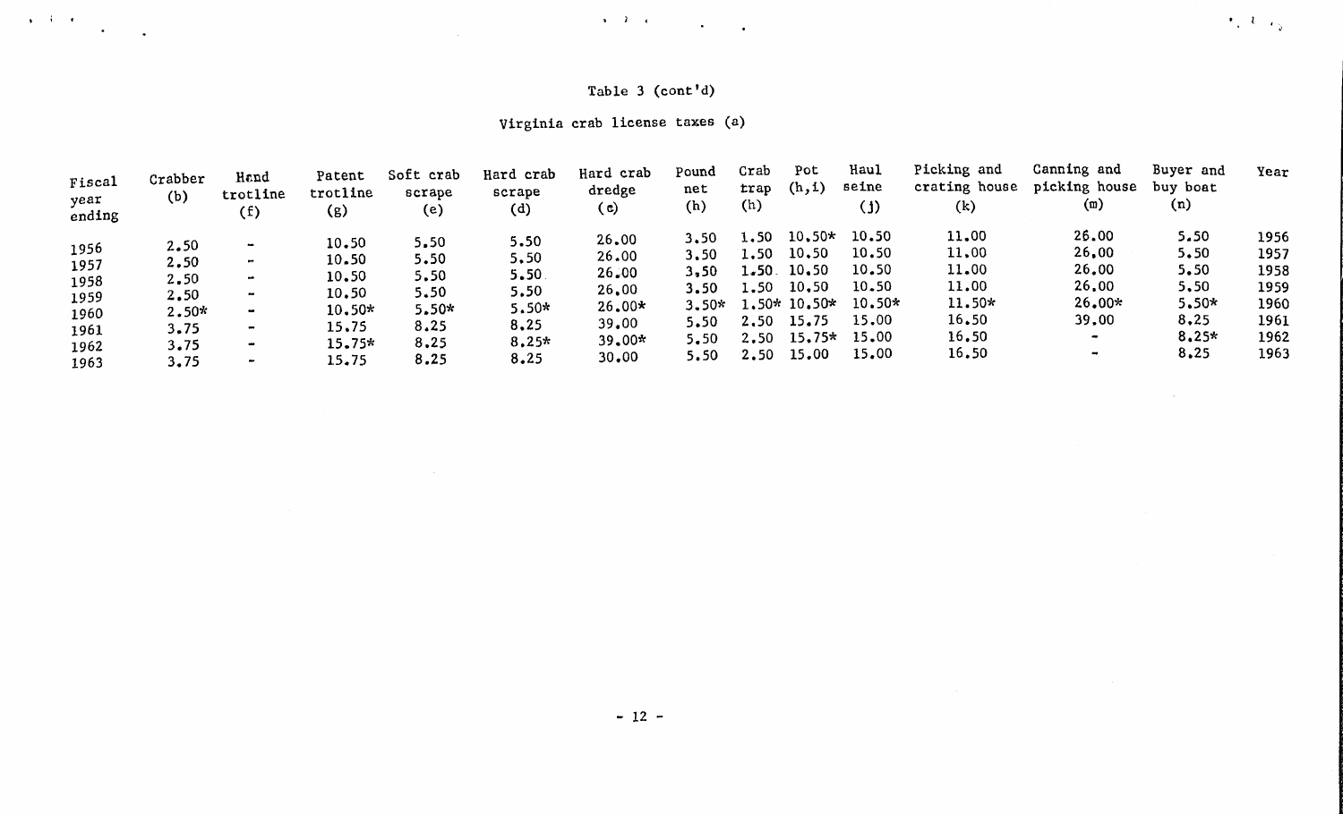Table 3 (cont'd)

Virginia crab license taxes (a)

| Fiscal year ending | Crabber (b) | Hand trotline (f) | Patent trotline (g) | Soft crab scrape (e) | Hard crab scrape (d) | Hard crab dredge (c) | Pound net (h) | Crab trap (h) | Pot (h,i) | Haul seine (j) | Picking and crating house (k) | Canning and picking house (m) | Buyer and buy boat (n) | Year |
|---|---|---|---|---|---|---|---|---|---|---|---|---|---|---|
| 1956 | 2.50 | - | 10.50 | 5.50 | 5.50 | 26.00 | 3.50 | 1.50 | 10.50* | 10.50 | 11.00 | 26.00 | 5.50 | 1956 |
| 1957 | 2.50 | - | 10.50 | 5.50 | 5.50 | 26.00 | 3.50 | 1.50 | 10.50 | 10.50 | 11.00 | 26.00 | 5.50 | 1957 |
| 1958 | 2.50 | - | 10.50 | 5.50 | 5.50 | 26.00 | 3.50 | 1.50 | 10.50 | 10.50 | 11.00 | 26.00 | 5.50 | 1958 |
| 1959 | 2.50 | - | 10.50 | 5.50 | 5.50 | 26.00 | 3.50 | 1.50 | 10.50 | 10.50 | 11.00 | 26.00 | 5.50 | 1959 |
| 1960 | 2.50* | - | 10.50* | 5.50* | 5.50* | 26.00* | 3.50* | 1.50* | 10.50* | 10.50* | 11.50* | 26.00* | 5.50* | 1960 |
| 1961 | 3.75 | - | 15.75 | 8.25 | 8.25 | 39.00 | 5.50 | 2.50 | 15.75 | 15.00 | 16.50 | 39.00 | 8.25 | 1961 |
| 1962 | 3.75 | - | 15.75* | 8.25 | 8.25* | 39.00* | 5.50 | 2.50 | 15.75* | 15.00 | 16.50 | - | 8.25* | 1962 |
| 1963 | 3.75 | - | 15.75 | 8.25 | 8.25 | 30.00 | 5.50 | 2.50 | 15.00 | 15.00 | 16.50 | - | 8.25 | 1963 |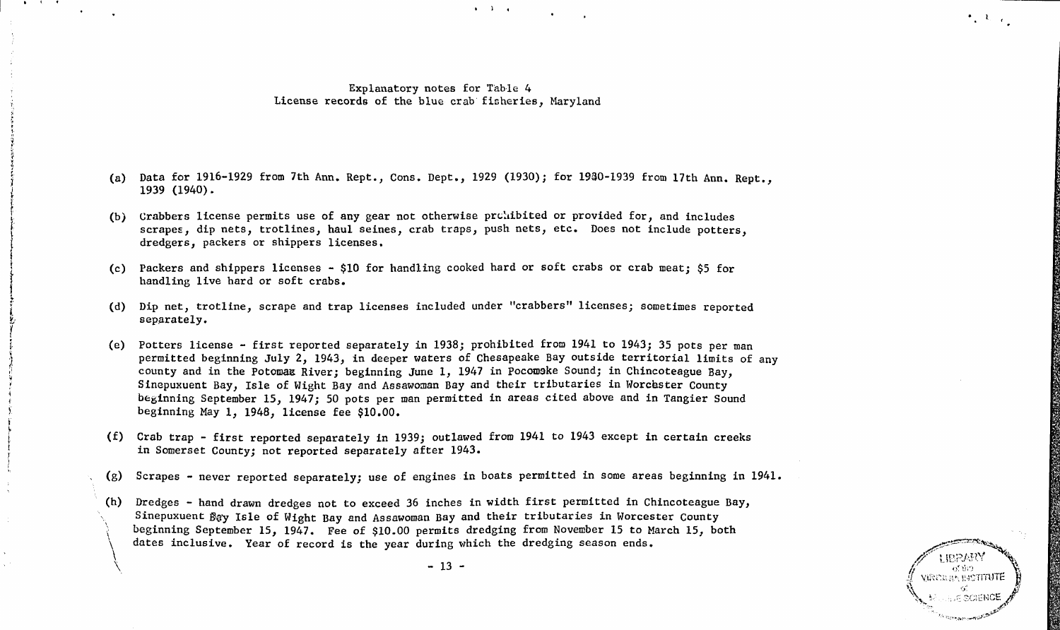Explanatory notes for Table 4
License records of the blue crab fisheries, Maryland

(a) Data for 1916-1929 from 7th Ann. Rept., Cons. Dept., 1929 (1930); for 1930-1939 from 17th Ann. Rept., 1939 (1940).

(b) Crabbers license permits use of any gear not otherwise prohibited or provided for, and includes scrapes, dip nets, trotlines, haul seines, crab traps, push nets, etc. Does not include potters, dredgers, packers or shippers licenses.

(c) Packers and shippers licenses - $10 for handling cooked hard or soft crabs or crab meat; $5 for handling live hard or soft crabs.

(d) Dip net, trotline, scrape and trap licenses included under "crabbers" licenses; sometimes reported separately.

(e) Potters license - first reported separately in 1938; prohibited from 1941 to 1943; 35 pots per man permitted beginning July 2, 1943, in deeper waters of Chesapeake Bay outside territorial limits of any county and in the Potomac River; beginning June 1, 1947 in Pocomoke Sound; in Chincoteague Bay, Sinepuxuent Bay, Isle of Wight Bay and Assawoman Bay and their tributaries in Worcester County beginning September 15, 1947; 50 pots per man permitted in areas cited above and in Tangier Sound beginning May 1, 1948, license fee $10.00.

(f) Crab trap - first reported separately in 1939; outlawed from 1941 to 1943 except in certain creeks in Somerset County; not reported separately after 1943.

(g) Scrapes - never reported separately; use of engines in boats permitted in some areas beginning in 1941.

(h) Dredges - hand drawn dredges not to exceed 36 inches in width first permitted in Chincoteague Bay, Sinepuxuent Bay Isle of Wight Bay and Assawoman Bay and their tributaries in Worcester County beginning September 15, 1947. Fee of $10.00 permits dredging from November 15 to March 15, both dates inclusive. Year of record is the year during which the dredging season ends.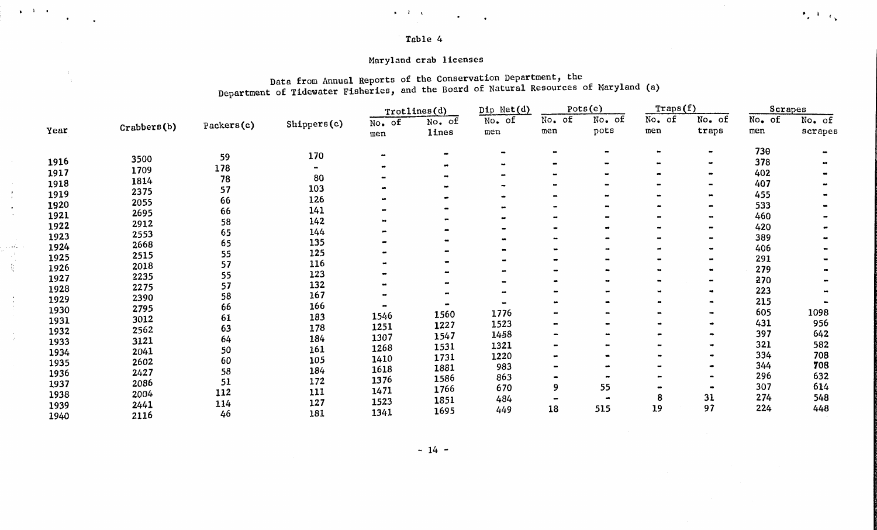Table 4

Maryland crab licenses

Data from Annual Reports of the Conservation Department, the Department of Tidewater Fisheries, and the Board of Natural Resources of Maryland (a)

| Year | Crabbers(b) | Packers(c) | Shippers(c) | Trotlines(d) | | Dip Net(d) | Pots(e) | | Traps(f) | | Scrapes | |
|---|---|---|---|---|---|---|---|---|---|---|---|---|
| | | | | No. of men | No. of lines | No. of men | No. of men | No. of pots | No. of men | No. of traps | No. of men | No. of scrapes |
| 1916 | 3500 | 59 | 170 | - | - | - | - | - | - | - | 730 | - |
| 1917 | 1709 | 178 | - | - | - | - | - | - | - | - | 378 | - |
| 1918 | 1814 | 78 | 80 | - | - | - | - | - | - | - | 402 | - |
| 1919 | 2375 | 57 | 103 | - | - | - | - | - | - | - | 407 | - |
| 1920 | 2055 | 66 | 126 | - | - | - | - | - | - | - | 455 | - |
| 1921 | 2695 | 66 | 141 | - | - | - | - | - | - | - | 533 | - |
| 1922 | 2912 | 58 | 142 | - | - | - | - | - | - | - | 460 | - |
| 1923 | 2553 | 65 | 144 | - | - | - | - | - | - | - | 420 | - |
| 1924 | 2668 | 65 | 135 | - | - | - | - | - | - | - | 389 | - |
| 1925 | 2515 | 55 | 125 | - | - | - | - | - | - | - | 406 | - |
| 1926 | 2018 | 57 | 116 | - | - | - | - | - | - | - | 291 | - |
| 1927 | 2235 | 55 | 123 | - | - | - | - | - | - | - | 279 | - |
| 1928 | 2275 | 57 | 132 | - | - | - | - | - | - | - | 270 | - |
| 1929 | 2390 | 58 | 167 | - | - | - | - | - | - | - | 223 | - |
| 1930 | 2795 | 66 | 166 | - | - | - | - | - | - | - | 215 | - |
| 1931 | 3012 | 61 | 183 | 1546 | 1560 | 1776 | - | - | - | - | 605 | 1098 |
| 1932 | 2562 | 63 | 178 | 1251 | 1227 | 1523 | - | - | - | - | 431 | 956 |
| 1933 | 3121 | 64 | 184 | 1307 | 1547 | 1458 | - | - | - | - | 397 | 642 |
| 1934 | 2041 | 50 | 161 | 1268 | 1531 | 1321 | - | - | - | - | 321 | 582 |
| 1935 | 2602 | 60 | 105 | 1410 | 1731 | 1220 | - | - | - | - | 334 | 708 |
| 1936 | 2427 | 58 | 184 | 1618 | 1881 | 983 | - | - | - | - | 344 | 708 |
| 1937 | 2086 | 51 | 172 | 1376 | 1586 | 863 | - | - | - | - | 296 | 632 |
| 1938 | 2004 | 112 | 111 | 1471 | 1766 | 670 | 9 | 55 | - | - | 307 | 614 |
| 1939 | 2441 | 114 | 127 | 1523 | 1851 | 484 | - | - | 8 | 31 | 274 | 548 |
| 1940 | 2116 | 46 | 181 | 1341 | 1695 | 449 | 18 | 515 | 19 | 97 | 224 | 448 |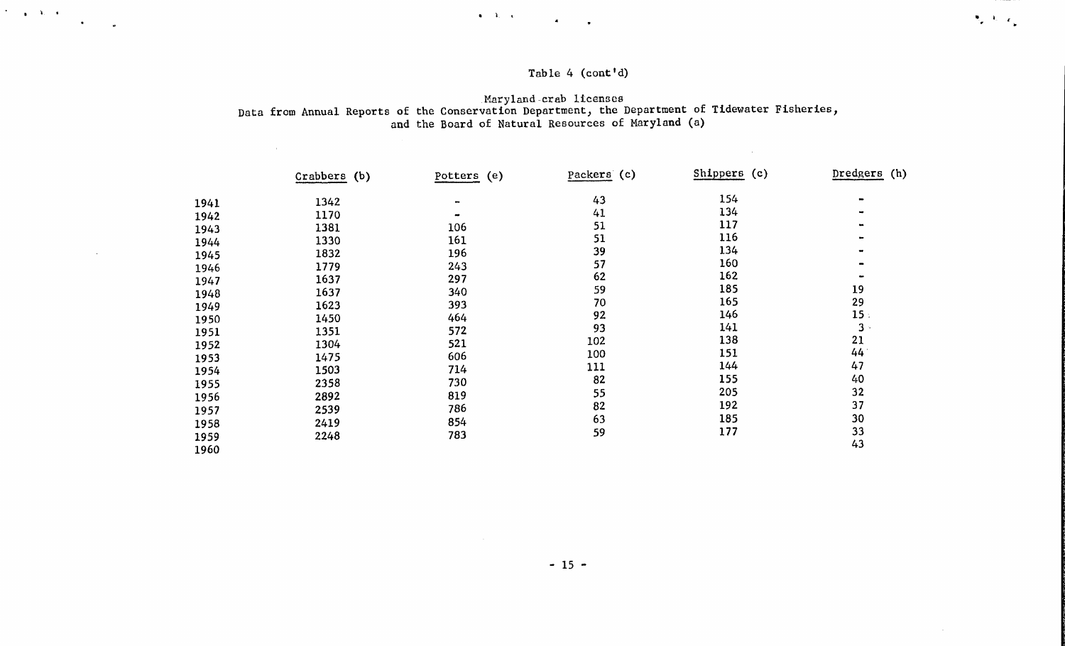Table 4 (cont'd)

Maryland crab licenses
Data from Annual Reports of the Conservation Department, the Department of Tidewater Fisheries, and the Board of Natural Resources of Maryland (a)

| | Crabbers (b) | Potters (e) | Packers (c) | Shippers (c) | Dredgers (h) |
|---|---|---|---|---|---|
| 1941 | 1342 | - | 43 | 154 | - |
| 1942 | 1170 | - | 41 | 134 | - |
| 1943 | 1381 | 106 | 51 | 117 | - |
| 1944 | 1330 | 161 | 51 | 116 | - |
| 1945 | 1832 | 196 | 39 | 134 | - |
| 1946 | 1779 | 243 | 57 | 160 | - |
| 1947 | 1637 | 297 | 62 | 162 | - |
| 1948 | 1637 | 340 | 59 | 185 | 19 |
| 1949 | 1623 | 393 | 70 | 165 | 29 |
| 1950 | 1450 | 464 | 92 | 146 | 15 |
| 1951 | 1351 | 572 | 93 | 141 | 3 |
| 1952 | 1304 | 521 | 102 | 138 | 21 |
| 1953 | 1475 | 606 | 100 | 151 | 44 |
| 1954 | 1503 | 714 | 111 | 144 | 47 |
| 1955 | 2358 | 730 | 82 | 155 | 40 |
| 1956 | 2892 | 819 | 55 | 205 | 32 |
| 1957 | 2539 | 786 | 82 | 192 | 37 |
| 1958 | 2419 | 854 | 63 | 185 | 30 |
| 1959 | 2248 | 783 | 59 | 177 | 33 |
| 1960 | | | | | 43 |